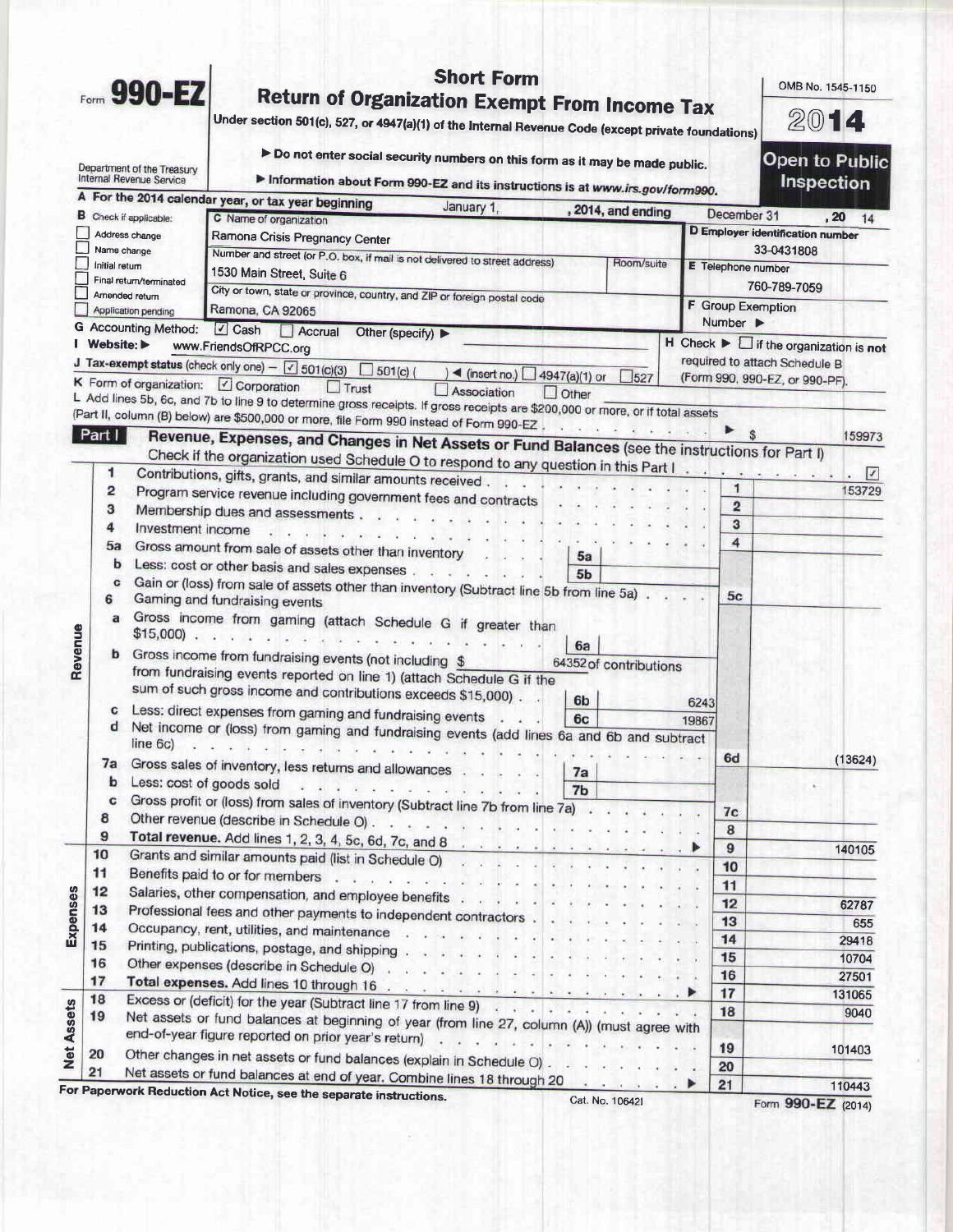# Form 990-EZ

## Short Form
## Return of Organization Exempt From Income Tax

Under section 501(c), 527, or 4947(a)(1) of the Internal Revenue Code (except private foundations)

▶ Do not enter social security numbers on this form as it may be made public.

▶ Information about Form 990-EZ and its instructions is at www.irs.gov/form990.

Department of the Treasury
Internal Revenue Service

OMB No. 1545-1150

**2014**

**Open to Public Inspection**

**A** For the 2014 calendar year, or tax year beginning January 1, , 2014, and ending December 31 , 20 14

**B** Check if applicable:
- ☐ Address change
- ☐ Name change
- ☐ Initial return
- ☐ Final return/terminated
- ☐ Amended return
- ☐ Application pending

**C** Name of organization: Ramona Crisis Pregnancy Center

Number and street (or P.O. box, if mail is not delivered to street address): 1530 Main Street, Suite 6 | Room/suite:

City or town, state or province, country, and ZIP or foreign postal code: Ramona, CA 92065

**D** Employer identification number: 33-0431808

**E** Telephone number: 760-789-7059

**F** Group Exemption Number ▶

**G** Accounting Method: ☑ Cash ☐ Accrual Other (specify) ▶

**H** Check ▶ ☐ if the organization is **not** required to attach Schedule B (Form 990, 990-EZ, or 990-PF).

**I** Website: ▶ www.FriendsOfRPCC.org

**J** Tax-exempt status (check only one) — ☑ 501(c)(3) ☐ 501(c) ( ) ◀ (insert no.) ☐ 4947(a)(1) or ☐ 527

**K** Form of organization: ☑ Corporation ☐ Trust ☐ Association ☐ Other

**L** Add lines 5b, 6c, and 7b to line 9 to determine gross receipts. If gross receipts are $200,000 or more, or if total assets (Part II, column (B) below) are $500,000 or more, file Form 990 instead of Form 990-EZ . . . ▶ $ 159973

## Part I — Revenue, Expenses, and Changes in Net Assets or Fund Balances (see the instructions for Part I)

Check if the organization used Schedule O to respond to any question in this Part I . . . ☑

| Section | Line | Description | Sub-line | Sub-amount | Line | Amount |
|---|---|---|---|---|---|---|
| Revenue | 1 | Contributions, gifts, grants, and similar amounts received | | | 1 | 153729 |
| | 2 | Program service revenue including government fees and contracts | | | 2 | |
| | 3 | Membership dues and assessments | | | 3 | |
| | 4 | Investment income | | | 4 | |
| | 5a | Gross amount from sale of assets other than inventory | 5a | | | |
| | b | Less: cost or other basis and sales expenses | 5b | | | |
| | c | Gain or (loss) from sale of assets other than inventory (Subtract line 5b from line 5a) | | | 5c | |
| | 6 | Gaming and fundraising events | | | | |
| | a | Gross income from gaming (attach Schedule G if greater than $15,000) | 6a | | | |
| | b | Gross income from fundraising events (not including $ 64352 of contributions from fundraising events reported on line 1) (attach Schedule G if the sum of such gross income and contributions exceeds $15,000) | 6b | 6243 | | |
| | c | Less: direct expenses from gaming and fundraising events | 6c | 19867 | | |
| | d | Net income or (loss) from gaming and fundraising events (add lines 6a and 6b and subtract line 6c) | | | 6d | (13624) |
| | 7a | Gross sales of inventory, less returns and allowances | 7a | | | |
| | b | Less: cost of goods sold | 7b | | | |
| | c | Gross profit or (loss) from sales of inventory (Subtract line 7b from line 7a) | | | 7c | |
| | 8 | Other revenue (describe in Schedule O) | | | 8 | |
| | 9 | **Total revenue.** Add lines 1, 2, 3, 4, 5c, 6d, 7c, and 8 ▶ | | | 9 | 140105 |
| Expenses | 10 | Grants and similar amounts paid (list in Schedule O) | | | 10 | |
| | 11 | Benefits paid to or for members | | | 11 | |
| | 12 | Salaries, other compensation, and employee benefits | | | 12 | 62787 |
| | 13 | Professional fees and other payments to independent contractors | | | 13 | 655 |
| | 14 | Occupancy, rent, utilities, and maintenance | | | 14 | 29418 |
| | 15 | Printing, publications, postage, and shipping | | | 15 | 10704 |
| | 16 | Other expenses (describe in Schedule O) | | | 16 | 27501 |
| | 17 | **Total expenses.** Add lines 10 through 16 ▶ | | | 17 | 131065 |
| Net Assets | 18 | Excess or (deficit) for the year (Subtract line 17 from line 9) | | | 18 | 9040 |
| | 19 | Net assets or fund balances at beginning of year (from line 27, column (A)) (must agree with end-of-year figure reported on prior year's return) | | | 19 | 101403 |
| | 20 | Other changes in net assets or fund balances (explain in Schedule O) | | | 20 | |
| | 21 | Net assets or fund balances at end of year. Combine lines 18 through 20 ▶ | | | 21 | 110443 |

For Paperwork Reduction Act Notice, see the separate instructions. Cat. No. 10642I Form **990-EZ** (2014)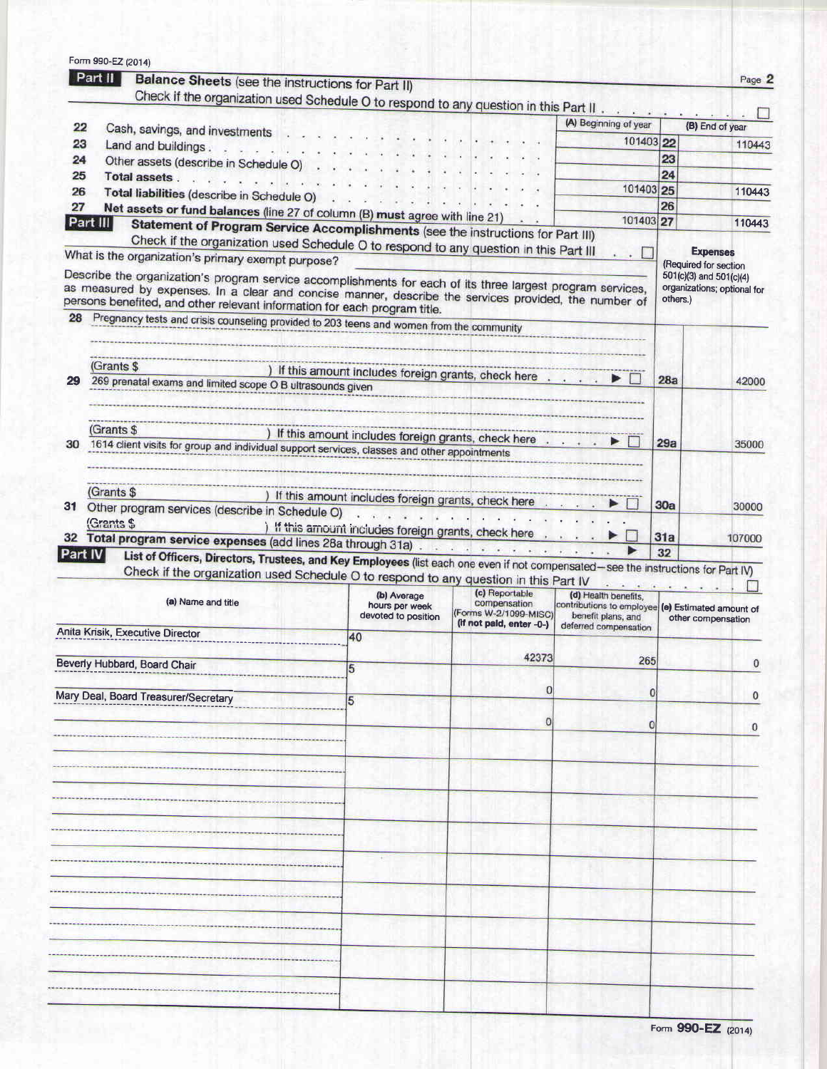Form 990-EZ (2014)

## Part II Balance Sheets (see the instructions for Part II)

Check if the organization used Schedule O to respond to any question in this Part II . . . . . . . . . . ☐

| | | (A) Beginning of year | | (B) End of year |
|---|---|---|---|---|
| 22 | Cash, savings, and investments | 101403 | 22 | 110443 |
| 23 | Land and buildings | | 23 | |
| 24 | Other assets (describe in Schedule O) | | 24 | |
| 25 | **Total assets** | 101403 | 25 | 110443 |
| 26 | **Total liabilities** (describe in Schedule O) | | 26 | |
| 27 | **Net assets or fund balances** (line 27 of column (B) **must** agree with line 21) | 101403 | 27 | 110443 |

## Part III Statement of Program Service Accomplishments (see the instructions for Part III)

Check if the organization used Schedule O to respond to any question in this Part III . . ☐

What is the organization's primary exempt purpose?

Describe the organization's program service accomplishments for each of its three largest program services, as measured by expenses. In a clear and concise manner, describe the services provided, the number of persons benefited, and other relevant information for each program title.

**Expenses** (Required for section 501(c)(3) and 501(c)(4) organizations; optional for others.)

| | | | Expenses |
|---|---|---|---|
| 28 | Pregnancy tests and crisis counseling provided to 203 teens and women from the community<br>(Grants $ ) If this amount includes foreign grants, check here . . . . ▶ ☐ | 28a | 42000 |
| 29 | 269 prenatal exams and limited scope O B ultrasounds given<br>(Grants $ ) If this amount includes foreign grants, check here . . . . ▶ ☐ | 29a | 35000 |
| 30 | 1614 client visits for group and individual support services, classes and other appointments<br>(Grants $ ) If this amount includes foreign grants, check here . . . . ▶ ☐ | 30a | 30000 |
| 31 | Other program services (describe in Schedule O)<br>(Grants $ ) If this amount includes foreign grants, check here . . . . ▶ ☐ | 31a | |
| 32 | **Total program service expenses** (add lines 28a through 31a) . . . . ▶ | 32 | 107000 |

## Part IV List of Officers, Directors, Trustees, and Key Employees (list each one even if not compensated—see the instructions for Part IV)

Check if the organization used Schedule O to respond to any question in this Part IV . . . . . . . ☐

| (a) Name and title | (b) Average hours per week devoted to position | (c) Reportable compensation (Forms W-2/1099-MISC) (If not paid, enter -0-) | (d) Health benefits, contributions to employee benefit plans, and deferred compensation | (e) Estimated amount of other compensation |
|---|---|---|---|---|
| Anita Krisik, Executive Director | 40 | 42373 | 265 | 0 |
| Beverly Hubbard, Board Chair | 5 | 0 | 0 | 0 |
| Mary Deal, Board Treasurer/Secretary | 5 | 0 | 0 | 0 |
| | | | | |

Form **990-EZ** (2014)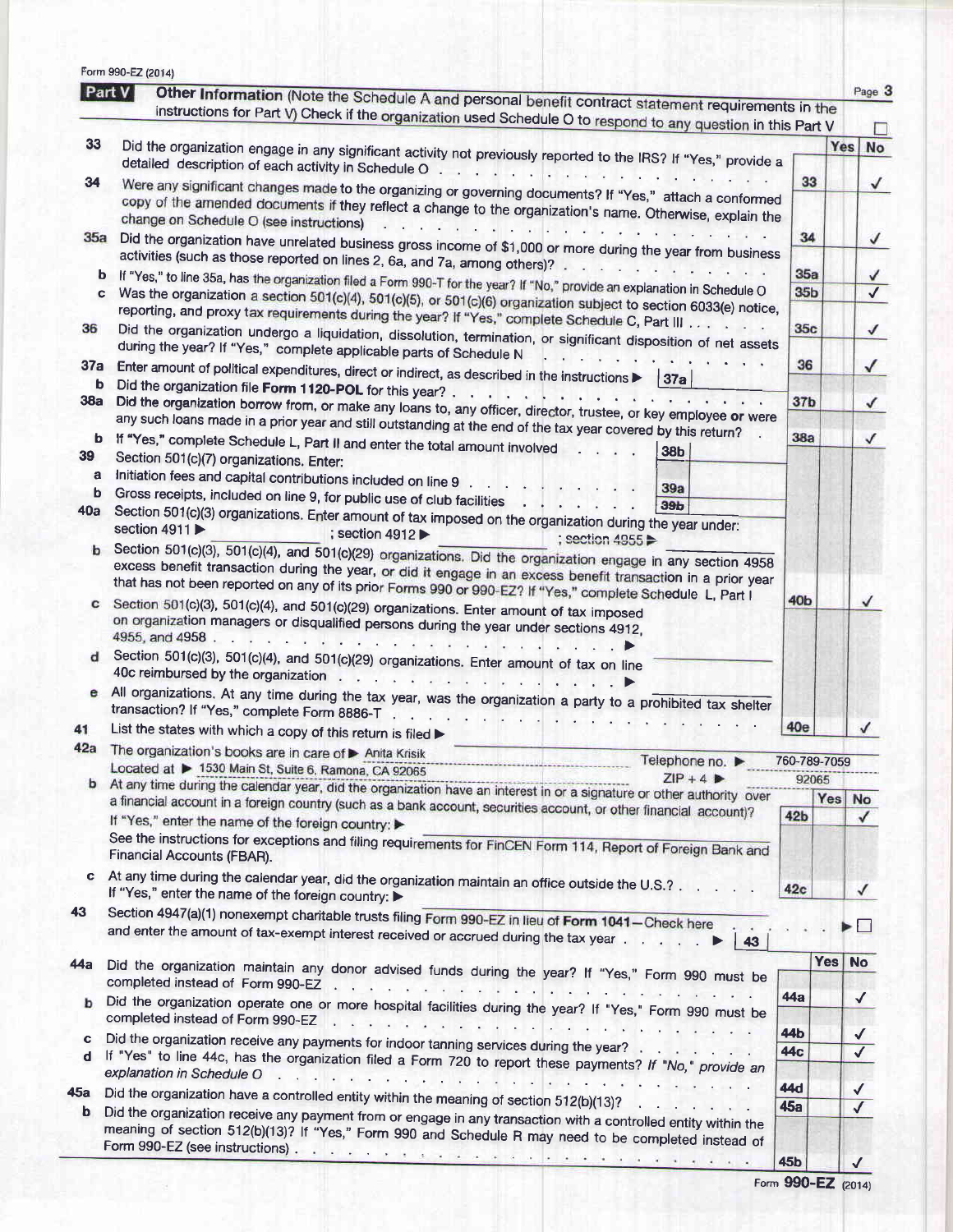Form 990-EZ (2014)

## Part V Other Information (Note the Schedule A and personal benefit contract statement requirements in the instructions for Part V) Check if the organization used Schedule O to respond to any question in this Part V ☐

| | | | Yes | No |
|---|---|---|---|---|
| 33 | Did the organization engage in any significant activity not previously reported to the IRS? If "Yes," provide a detailed description of each activity in Schedule O | 33 | | ✓ |
| 34 | Were any significant changes made to the organizing or governing documents? If "Yes," attach a conformed copy of the amended documents if they reflect a change to the organization's name. Otherwise, explain the change on Schedule O (see instructions) | 34 | | ✓ |
| 35a | Did the organization have unrelated business gross income of $1,000 or more during the year from business activities (such as those reported on lines 2, 6a, and 7a, among others)? | 35a | | ✓ |
| b | If "Yes," to line 35a, has the organization filed a Form 990-T for the year? If "No," provide an explanation in Schedule O | 35b | | ✓ |
| c | Was the organization a section 501(c)(4), 501(c)(5), or 501(c)(6) organization subject to section 6033(e) notice, reporting, and proxy tax requirements during the year? If "Yes," complete Schedule C, Part III | 35c | | ✓ |
| 36 | Did the organization undergo a liquidation, dissolution, termination, or significant disposition of net assets during the year? If "Yes," complete applicable parts of Schedule N | 36 | | ✓ |
| 37a | Enter amount of political expenditures, direct or indirect, as described in the instructions ▶ 37a | | | |
| b | Did the organization file **Form 1120-POL** for this year? | 37b | | ✓ |
| 38a | Did the organization borrow from, or make any loans to, any officer, director, trustee, or key employee **or** were any such loans made in a prior year and still outstanding at the end of the tax year covered by this return? | 38a | | ✓ |
| b | If "Yes," complete Schedule L, Part II and enter the total amount involved 38b | | | |
| 39 | Section 501(c)(7) organizations. Enter: | | | |
| a | Initiation fees and capital contributions included on line 9 39a | | | |
| b | Gross receipts, included on line 9, for public use of club facilities 39b | | | |
| 40a | Section 501(c)(3) organizations. Enter amount of tax imposed on the organization during the year under: section 4911 ▶ ; section 4912 ▶ ; section 4955 ▶ | | | |
| b | Section 501(c)(3), 501(c)(4), and 501(c)(29) organizations. Did the organization engage in any section 4958 excess benefit transaction during the year, or did it engage in an excess benefit transaction in a prior year that has not been reported on any of its prior Forms 990 or 990-EZ? If "Yes," complete Schedule L, Part I | 40b | | ✓ |
| c | Section 501(c)(3), 501(c)(4), and 501(c)(29) organizations. Enter amount of tax imposed on organization managers or disqualified persons during the year under sections 4912, 4955, and 4958 ▶ | | | |
| d | Section 501(c)(3), 501(c)(4), and 501(c)(29) organizations. Enter amount of tax on line 40c reimbursed by the organization ▶ | | | |
| e | All organizations. At any time during the tax year, was the organization a party to a prohibited tax shelter transaction? If "Yes," complete Form 8886-T | 40e | | ✓ |

41 List the states with which a copy of this return is filed ▶

42a The organization's books are in care of ▶ Anita Krisik Telephone no. ▶ 760-789-7059
Located at ▶ 1530 Main St, Suite 6, Ramona, CA 92065 ZIP + 4 ▶ 92065

| | | | Yes | No |
|---|---|---|---|---|
| b | At any time during the calendar year, did the organization have an interest in or a signature or other authority over a financial account in a foreign country (such as a bank account, securities account, or other financial account)? If "Yes," enter the name of the foreign country: ▶ See the instructions for exceptions and filing requirements for FinCEN Form 114, Report of Foreign Bank and Financial Accounts (FBAR). | 42b | | ✓ |
| c | At any time during the calendar year, did the organization maintain an office outside the U.S.? If "Yes," enter the name of the foreign country: ▶ | 42c | | ✓ |

43 Section 4947(a)(1) nonexempt charitable trusts filing Form 990-EZ in lieu of **Form 1041**—Check here ▶ ☐ and enter the amount of tax-exempt interest received or accrued during the tax year ▶ 43

| | | | Yes | No |
|---|---|---|---|---|
| 44a | Did the organization maintain any donor advised funds during the year? If "Yes," Form 990 must be completed instead of Form 990-EZ | 44a | | ✓ |
| b | Did the organization operate one or more hospital facilities during the year? If "Yes," Form 990 must be completed instead of Form 990-EZ | 44b | | ✓ |
| c | Did the organization receive any payments for indoor tanning services during the year? | 44c | | ✓ |
| d | If "Yes" to line 44c, has the organization filed a Form 720 to report these payments? *If "No," provide an explanation in Schedule O* | 44d | | ✓ |
| 45a | Did the organization have a controlled entity within the meaning of section 512(b)(13)? | 45a | | ✓ |
| b | Did the organization receive any payment from or engage in any transaction with a controlled entity within the meaning of section 512(b)(13)? If "Yes," Form 990 and Schedule R may need to be completed instead of Form 990-EZ (see instructions) | 45b | | ✓ |

Form **990-EZ** (2014)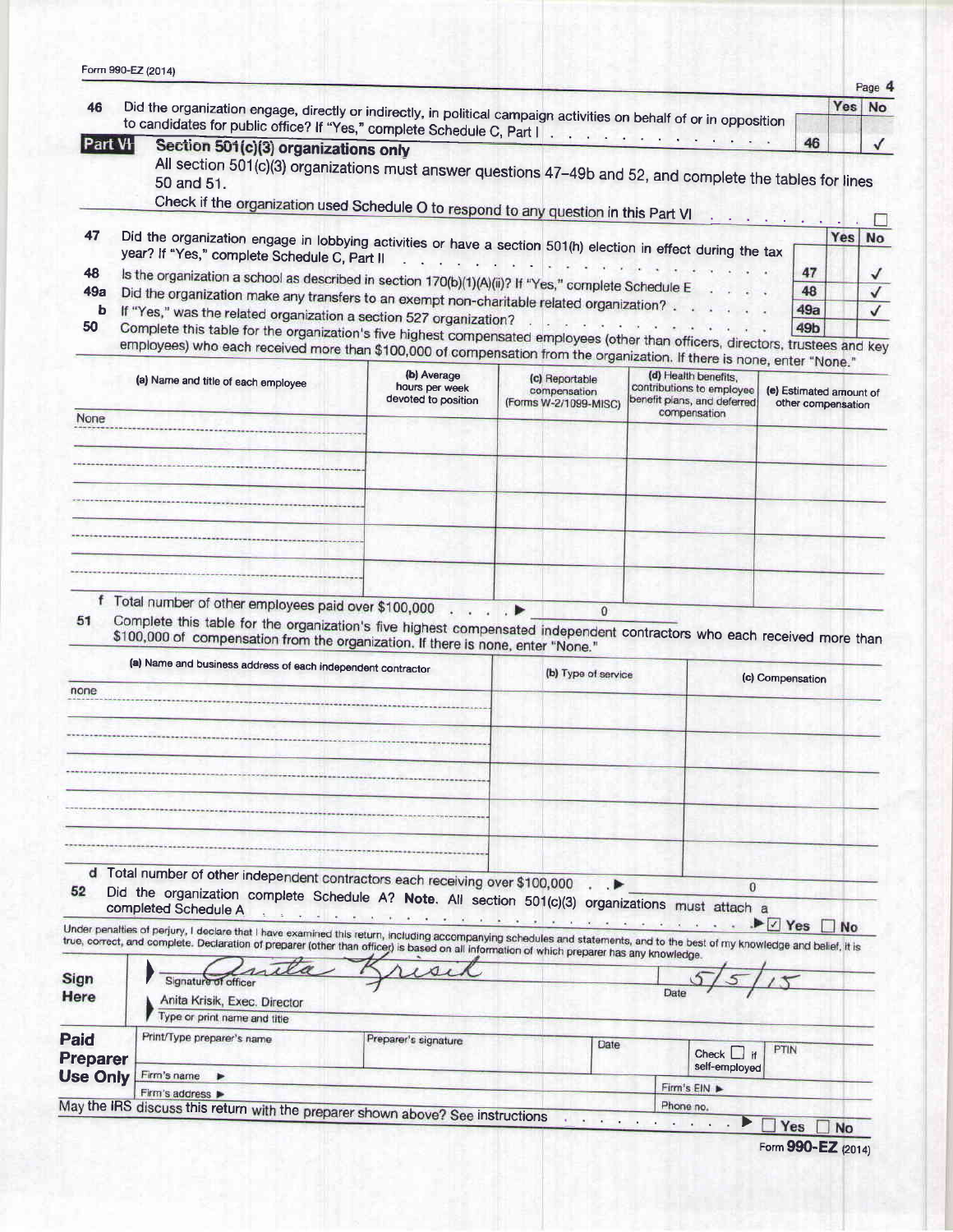Form 990-EZ (2014)

| | | | Yes | No |
|---|---|---|---|---|
| 46 | Did the organization engage, directly or indirectly, in political campaign activities on behalf of or in opposition to candidates for public office? If "Yes," complete Schedule C, Part I | 46 | | ✓ |

**Part VI** **Section 501(c)(3) organizations only**

All section 501(c)(3) organizations must answer questions 47–49b and 52, and complete the tables for lines 50 and 51.

Check if the organization used Schedule O to respond to any question in this Part VI ☐

| | | | Yes | No |
|---|---|---|---|---|
| 47 | Did the organization engage in lobbying activities or have a section 501(h) election in effect during the tax year? If "Yes," complete Schedule C, Part II | 47 | | ✓ |
| 48 | Is the organization a school as described in section 170(b)(1)(A)(ii)? If "Yes," complete Schedule E | 48 | | ✓ |
| 49a | Did the organization make any transfers to an exempt non-charitable related organization? | 49a | | ✓ |
| b | If "Yes," was the related organization a section 527 organization? | 49b | | |

**50** Complete this table for the organization's five highest compensated employees (other than officers, directors, trustees and key employees) who each received more than $100,000 of compensation from the organization. If there is none, enter "None."

| (a) Name and title of each employee | (b) Average hours per week devoted to position | (c) Reportable compensation (Forms W-2/1099-MISC) | (d) Health benefits, contributions to employee benefit plans, and deferred compensation | (e) Estimated amount of other compensation |
|---|---|---|---|---|
| None | | | | |
| | | | | |
| | | | | |
| | | | | |
| | | | | |

**f** Total number of other employees paid over $100,000 ▶ 0

**51** Complete this table for the organization's five highest compensated independent contractors who each received more than $100,000 of compensation from the organization. If there is none, enter "None."

| (a) Name and business address of each independent contractor | (b) Type of service | (c) Compensation |
|---|---|---|
| none | | |
| | | |
| | | |
| | | |
| | | |

**d** Total number of other independent contractors each receiving over $100,000 ▶ 0

**52** Did the organization complete Schedule A? **Note.** All section 501(c)(3) organizations must attach a completed Schedule A ▶ ☑ Yes ☐ No

Under penalties of perjury, I declare that I have examined this return, including accompanying schedules and statements, and to the best of my knowledge and belief, it is true, correct, and complete. Declaration of preparer (other than officer) is based on all information of which preparer has any knowledge.

**Sign Here**

Signature of officer: Anita Krisik (signature) — Date: 5/5/15

Anita Krisik, Exec. Director
Type or print name and title

**Paid Preparer Use Only**

| Print/Type preparer's name | Preparer's signature | Date | Check ☐ if self-employed | PTIN |
|---|---|---|---|---|
| | | | | |

Firm's name ▶ | Firm's EIN ▶

Firm's address ▶ | Phone no.

May the IRS discuss this return with the preparer shown above? See instructions ▶ ☐ Yes ☐ No

Form **990-EZ** (2014)